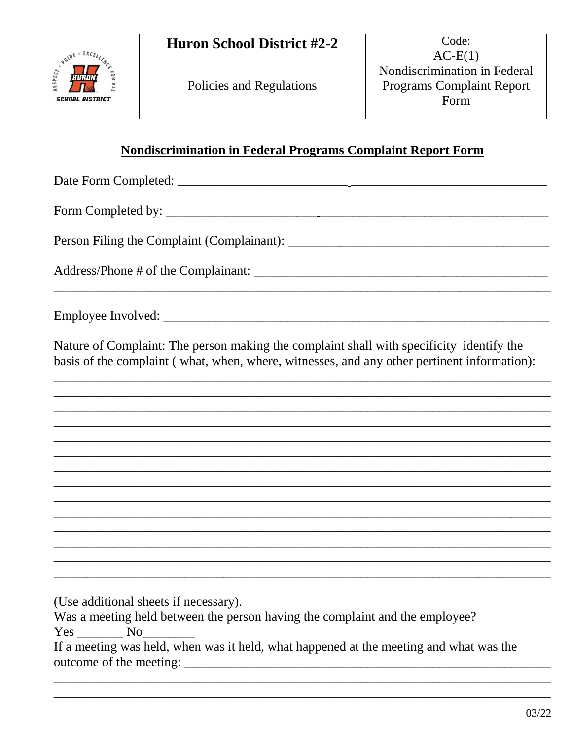| | Huron School District #2-2 | Code: AC-E(1) Nondiscrimination in Federal Programs Complaint Report Form |
|---|---|---|
| | Policies and Regulations | |

## Nondiscrimination in Federal Programs Complaint Report Form

Date Form Completed: ______________________________________________________________

Form Completed by: ______________________________________________________________

Person Filing the Complaint (Complainant): ________________________________________

Address/Phone # of the Complainant: ____________________________________________

______________________________________________________________________________

Employee Involved: _______________________________________________________________

Nature of Complaint: The person making the complaint shall with specificity identify the basis of the complaint ( what, when, where, witnesses, and any other pertinent information):

______________________________________________________________________________

______________________________________________________________________________

______________________________________________________________________________

______________________________________________________________________________

______________________________________________________________________________

______________________________________________________________________________

______________________________________________________________________________

______________________________________________________________________________

______________________________________________________________________________

______________________________________________________________________________

______________________________________________________________________________

______________________________________________________________________________

______________________________________________________________________________

______________________________________________________________________________

______________________________________________________________________________

(Use additional sheets if necessary).

Was a meeting held between the person having the complaint and the employee?

Yes _______ No________

If a meeting was held, when was it held, what happened at the meeting and what was the outcome of the meeting: _________________________________________________________

______________________________________________________________________________

______________________________________________________________________________

03/22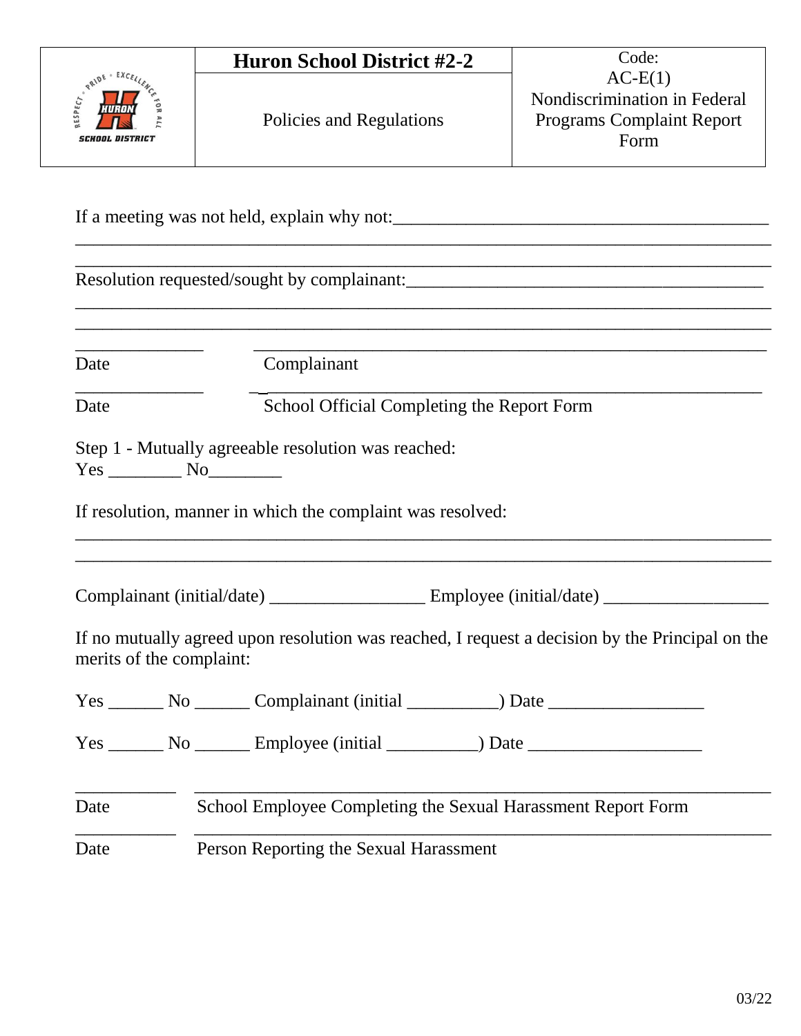If a meeting was not held, explain why not:___________________________________________

______________________________________________________________________________

______________________________________________________________________________

Resolution requested/sought by complainant:________________________________________

______________________________________________________________________________

______________________________________________________________________________

______________ ________________________________________________________

Date Complainant

______________ ________________________________________________________

Date School Official Completing the Report Form

Step 1 - Mutually agreeable resolution was reached:
Yes ________ No________

If resolution, manner in which the complaint was resolved:

______________________________________________________________________________

______________________________________________________________________________

Complainant (initial/date) _________________ Employee (initial/date) __________________

If no mutually agreed upon resolution was reached, I request a decision by the Principal on the merits of the complaint:

Yes ______ No ______ Complainant (initial __________) Date _________________

Yes ______ No ______ Employee (initial __________) Date ___________________

___________ ______________________________________________________________

Date School Employee Completing the Sexual Harassment Report Form

___________ ______________________________________________________________

Date Person Reporting the Sexual Harassment